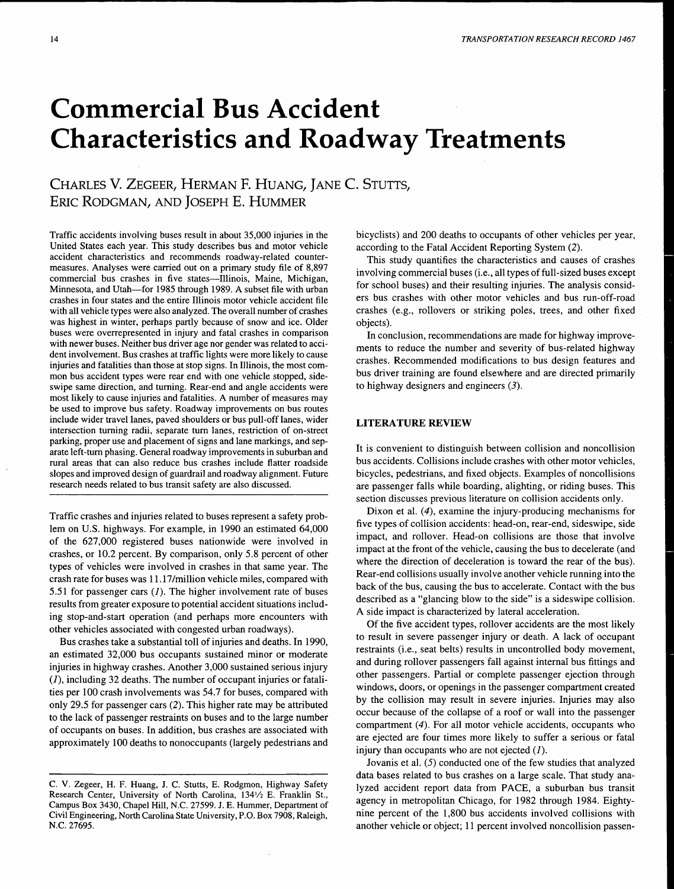# Commercial Bus Accident Characteristics and Roadway Treatments

CHARLES V. ZEGEER, HERMAN F. HUANG, JANE C. STUTTS, ERIC RODGMAN, AND JOSEPH E. HUMMER

Traffic accidents involving buses result in about 35,000 injuries in the United States each year. This study describes bus and motor vehicle accident characteristics and recommends roadway-related countermeasures. Analyses were carried out on a primary study file of 8,897 commercial bus crashes in five states—Illinois, Maine, Michigan, Minnesota, and Utah—for 1985 through 1989. A subset file with urban crashes in four states and the entire Illinois motor vehicle accident file with all vehicle types were also analyzed. The overall number of crashes was highest in winter, perhaps partly because of snow and ice. Older buses were overrepresented in injury and fatal crashes in comparison with newer buses. Neither bus driver age nor gender was related to accident involvement. Bus crashes at traffic lights were more likely to cause injuries and fatalities than those at stop signs. In Illinois, the most common bus accident types were rear end with one vehicle stopped, sideswipe same direction, and turning. Rear-end and angle accidents were most likely to cause injuries and fatalities. A number of measures may be used to improve bus safety. Roadway improvements on bus routes include wider travel lanes, paved shoulders or bus pull-off lanes, wider intersection turning radii, separate turn lanes, restriction of on-street parking, proper use and placement of signs and lane markings, and separate left-turn phasing. General roadway improvements in suburban and rural areas that can also reduce bus crashes include flatter roadside slopes and improved design of guardrail and roadway alignment. Future research needs related to bus transit safety are also discussed.

Traffic crashes and injuries related to buses represent a safety problem on U.S. highways. For example, in 1990 an estimated 64,000 of the 627,000 registered buses nationwide were involved in crashes, or 10.2 percent. By comparison, only 5.8 percent of other types of vehicles were involved in crashes in that same year. The crash rate for buses was 11.17/million vehicle miles, compared with 5.51 for passenger cars (*1*). The higher involvement rate of buses results from greater exposure to potential accident situations including stop-and-start operation (and perhaps more encounters with other vehicles associated with congested urban roadways).

Bus crashes take a substantial toll of injuries and deaths. In 1990, an estimated 32,000 bus occupants sustained minor or moderate injuries in highway crashes. Another 3,000 sustained serious injury (*1*), including 32 deaths. The number of occupant injuries or fatalities per 100 crash involvements was 54.7 for buses, compared with only 29.5 for passenger cars (*2*). This higher rate may be attributed to the lack of passenger restraints on buses and to the large number of occupants on buses. In addition, bus crashes are associated with approximately 100 deaths to nonoccupants (largely pedestrians and bicyclists) and 200 deaths to occupants of other vehicles per year, according to the Fatal Accident Reporting System (*2*).

This study quantifies the characteristics and causes of crashes involving commercial buses (i.e., all types of full-sized buses except for school buses) and their resulting injuries. The analysis considers bus crashes with other motor vehicles and bus run-off-road crashes (e.g., rollovers or striking poles, trees, and other fixed objects).

In conclusion, recommendations are made for highway improvements to reduce the number and severity of bus-related highway crashes. Recommended modifications to bus design features and bus driver training are found elsewhere and are directed primarily to highway designers and engineers (*3*).

## LITERATURE REVIEW

It is convenient to distinguish between collision and noncollision bus accidents. Collisions include crashes with other motor vehicles, bicycles, pedestrians, and fixed objects. Examples of noncollisions are passenger falls while boarding, alighting, or riding buses. This section discusses previous literature on collision accidents only.

Dixon et al. (*4*), examine the injury-producing mechanisms for five types of collision accidents: head-on, rear-end, sideswipe, side impact, and rollover. Head-on collisions are those that involve impact at the front of the vehicle, causing the bus to decelerate (and where the direction of deceleration is toward the rear of the bus). Rear-end collisions usually involve another vehicle running into the back of the bus, causing the bus to accelerate. Contact with the bus described as a "glancing blow to the side" is a sideswipe collision. A side impact is characterized by lateral acceleration.

Of the five accident types, rollover accidents are the most likely to result in severe passenger injury or death. A lack of occupant restraints (i.e., seat belts) results in uncontrolled body movement, and during rollover passengers fall against internal bus fittings and other passengers. Partial or complete passenger ejection through windows, doors, or openings in the passenger compartment created by the collision may result in severe injuries. Injuries may also occur because of the collapse of a roof or wall into the passenger compartment (*4*). For all motor vehicle accidents, occupants who are ejected are four times more likely to suffer a serious or fatal injury than occupants who are not ejected (*1*).

Jovanis et al. (*5*) conducted one of the few studies that analyzed data bases related to bus crashes on a large scale. That study analyzed accident report data from PACE, a suburban bus transit agency in metropolitan Chicago, for 1982 through 1984. Eighty-nine percent of the 1,800 bus accidents involved collisions with another vehicle or object; 11 percent involved noncollision passen-

---

C. V. Zegeer, H. F. Huang, J. C. Stutts, E. Rodgman, Highway Safety Research Center, University of North Carolina, 134½ E. Franklin St., Campus Box 3430, Chapel Hill, N.C. 27599. J. E. Hummer, Department of Civil Engineering, North Carolina State University, P.O. Box 7908, Raleigh, N.C. 27695.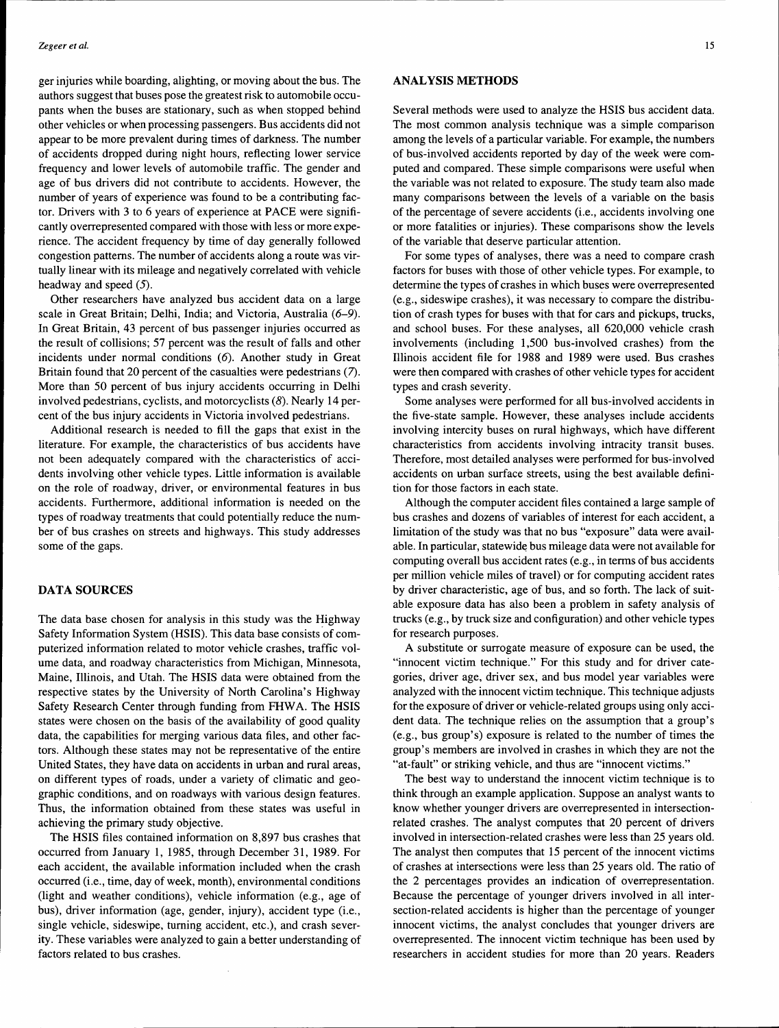ger injuries while boarding, alighting, or moving about the bus. The authors suggest that buses pose the greatest risk to automobile occupants when the buses are stationary, such as when stopped behind other vehicles or when processing passengers. Bus accidents did not appear to be more prevalent during times of darkness. The number of accidents dropped during night hours, reflecting lower service frequency and lower levels of automobile traffic. The gender and age of bus drivers did not contribute to accidents. However, the number of years of experience was found to be a contributing factor. Drivers with 3 to 6 years of experience at PACE were significantly overrepresented compared with those with less or more experience. The accident frequency by time of day generally followed congestion patterns. The number of accidents along a route was virtually linear with its mileage and negatively correlated with vehicle headway and speed (*5*).

Other researchers have analyzed bus accident data on a large scale in Great Britain; Delhi, India; and Victoria, Australia (*6–9*). In Great Britain, 43 percent of bus passenger injuries occurred as the result of collisions; 57 percent was the result of falls and other incidents under normal conditions (*6*). Another study in Great Britain found that 20 percent of the casualties were pedestrians (*7*). More than 50 percent of bus injury accidents occurring in Delhi involved pedestrians, cyclists, and motorcyclists (*8*). Nearly 14 percent of the bus injury accidents in Victoria involved pedestrians.

Additional research is needed to fill the gaps that exist in the literature. For example, the characteristics of bus accidents have not been adequately compared with the characteristics of accidents involving other vehicle types. Little information is available on the role of roadway, driver, or environmental features in bus accidents. Furthermore, additional information is needed on the types of roadway treatments that could potentially reduce the number of bus crashes on streets and highways. This study addresses some of the gaps.

## DATA SOURCES

The data base chosen for analysis in this study was the Highway Safety Information System (HSIS). This data base consists of computerized information related to motor vehicle crashes, traffic volume data, and roadway characteristics from Michigan, Minnesota, Maine, Illinois, and Utah. The HSIS data were obtained from the respective states by the University of North Carolina's Highway Safety Research Center through funding from FHWA. The HSIS states were chosen on the basis of the availability of good quality data, the capabilities for merging various data files, and other factors. Although these states may not be representative of the entire United States, they have data on accidents in urban and rural areas, on different types of roads, under a variety of climatic and geographic conditions, and on roadways with various design features. Thus, the information obtained from these states was useful in achieving the primary study objective.

The HSIS files contained information on 8,897 bus crashes that occurred from January 1, 1985, through December 31, 1989. For each accident, the available information included when the crash occurred (i.e., time, day of week, month), environmental conditions (light and weather conditions), vehicle information (e.g., age of bus), driver information (age, gender, injury), accident type (i.e., single vehicle, sideswipe, turning accident, etc.), and crash severity. These variables were analyzed to gain a better understanding of factors related to bus crashes.

## ANALYSIS METHODS

Several methods were used to analyze the HSIS bus accident data. The most common analysis technique was a simple comparison among the levels of a particular variable. For example, the numbers of bus-involved accidents reported by day of the week were computed and compared. These simple comparisons were useful when the variable was not related to exposure. The study team also made many comparisons between the levels of a variable on the basis of the percentage of severe accidents (i.e., accidents involving one or more fatalities or injuries). These comparisons show the levels of the variable that deserve particular attention.

For some types of analyses, there was a need to compare crash factors for buses with those of other vehicle types. For example, to determine the types of crashes in which buses were overrepresented (e.g., sideswipe crashes), it was necessary to compare the distribution of crash types for buses with that for cars and pickups, trucks, and school buses. For these analyses, all 620,000 vehicle crash involvements (including 1,500 bus-involved crashes) from the Illinois accident file for 1988 and 1989 were used. Bus crashes were then compared with crashes of other vehicle types for accident types and crash severity.

Some analyses were performed for all bus-involved accidents in the five-state sample. However, these analyses include accidents involving intercity buses on rural highways, which have different characteristics from accidents involving intracity transit buses. Therefore, most detailed analyses were performed for bus-involved accidents on urban surface streets, using the best available definition for those factors in each state.

Although the computer accident files contained a large sample of bus crashes and dozens of variables of interest for each accident, a limitation of the study was that no bus "exposure" data were available. In particular, statewide bus mileage data were not available for computing overall bus accident rates (e.g., in terms of bus accidents per million vehicle miles of travel) or for computing accident rates by driver characteristic, age of bus, and so forth. The lack of suitable exposure data has also been a problem in safety analysis of trucks (e.g., by truck size and configuration) and other vehicle types for research purposes.

A substitute or surrogate measure of exposure can be used, the "innocent victim technique." For this study and for driver categories, driver age, driver sex, and bus model year variables were analyzed with the innocent victim technique. This technique adjusts for the exposure of driver or vehicle-related groups using only accident data. The technique relies on the assumption that a group's (e.g., bus group's) exposure is related to the number of times the group's members are involved in crashes in which they are not the "at-fault" or striking vehicle, and thus are "innocent victims."

The best way to understand the innocent victim technique is to think through an example application. Suppose an analyst wants to know whether younger drivers are overrepresented in intersection-related crashes. The analyst computes that 20 percent of drivers involved in intersection-related crashes were less than 25 years old. The analyst then computes that 15 percent of the innocent victims of crashes at intersections were less than 25 years old. The ratio of the 2 percentages provides an indication of overrepresentation. Because the percentage of younger drivers involved in all intersection-related accidents is higher than the percentage of younger innocent victims, the analyst concludes that younger drivers are overrepresented. The innocent victim technique has been used by researchers in accident studies for more than 20 years. Readers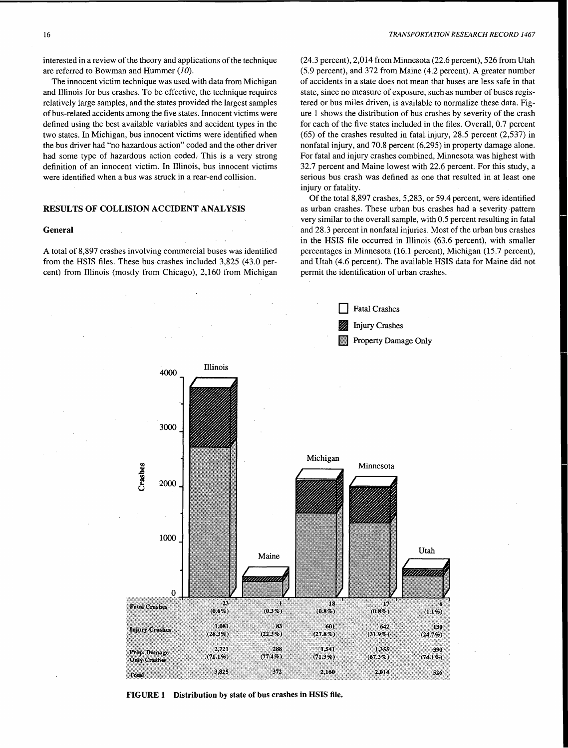interested in a review of the theory and applications of the technique are referred to Bowman and Hummer (*10*).

The innocent victim technique was used with data from Michigan and Illinois for bus crashes. To be effective, the technique requires relatively large samples, and the states provided the largest samples of bus-related accidents among the five states. Innocent victims were defined using the best available variables and accident types in the two states. In Michigan, bus innocent victims were identified when the bus driver had "no hazardous action" coded and the other driver had some type of hazardous action coded. This is a very strong definition of an innocent victim. In Illinois, bus innocent victims were identified when a bus was struck in a rear-end collision.

## RESULTS OF COLLISION ACCIDENT ANALYSIS

### General

A total of 8,897 crashes involving commercial buses was identified from the HSIS files. These bus crashes included 3,825 (43.0 percent) from Illinois (mostly from Chicago), 2,160 from Michigan (24.3 percent), 2,014 from Minnesota (22.6 percent), 526 from Utah (5.9 percent), and 372 from Maine (4.2 percent). A greater number of accidents in a state does not mean that buses are less safe in that state, since no measure of exposure, such as number of buses registered or bus miles driven, is available to normalize these data. Figure 1 shows the distribution of bus crashes by severity of the crash for each of the five states included in the files. Overall, 0.7 percent (65) of the crashes resulted in fatal injury, 28.5 percent (2,537) in nonfatal injury, and 70.8 percent (6,295) in property damage alone. For fatal and injury crashes combined, Minnesota was highest with 32.7 percent and Maine lowest with 22.6 percent. For this study, a serious bus crash was defined as one that resulted in at least one injury or fatality.

Of the total 8,897 crashes, 5,283, or 59.4 percent, were identified as urban crashes. These urban bus crashes had a severity pattern very similar to the overall sample, with 0.5 percent resulting in fatal and 28.3 percent in nonfatal injuries. Most of the urban bus crashes in the HSIS file occurred in Illinois (63.6 percent), with smaller percentages in Minnesota (16.1 percent), Michigan (15.7 percent), and Utah (4.6 percent). The available HSIS data for Maine did not permit the identification of urban crashes.

| | Illinois | Maine | Michigan | Minnesota | Utah |
|---|---|---|---|---|---|
| Fatal Crashes | 23 (0.6%) | 1 (0.3%) | 18 (0.8%) | 17 (0.8%) | 6 (1.1%) |
| Injury Crashes | 1,081 (28.3%) | 83 (22.3%) | 601 (27.8%) | 642 (31.9%) | 130 (24.7%) |
| Prop. Damage Only Crashes | 2,721 (71.1%) | 288 (77.4%) | 1,541 (71.3%) | 1,355 (67.3%) | 390 (74.1%) |
| Total | 3,825 | 372 | 2,160 | 2,014 | 526 |

**FIGURE 1 Distribution by state of bus crashes in HSIS file.**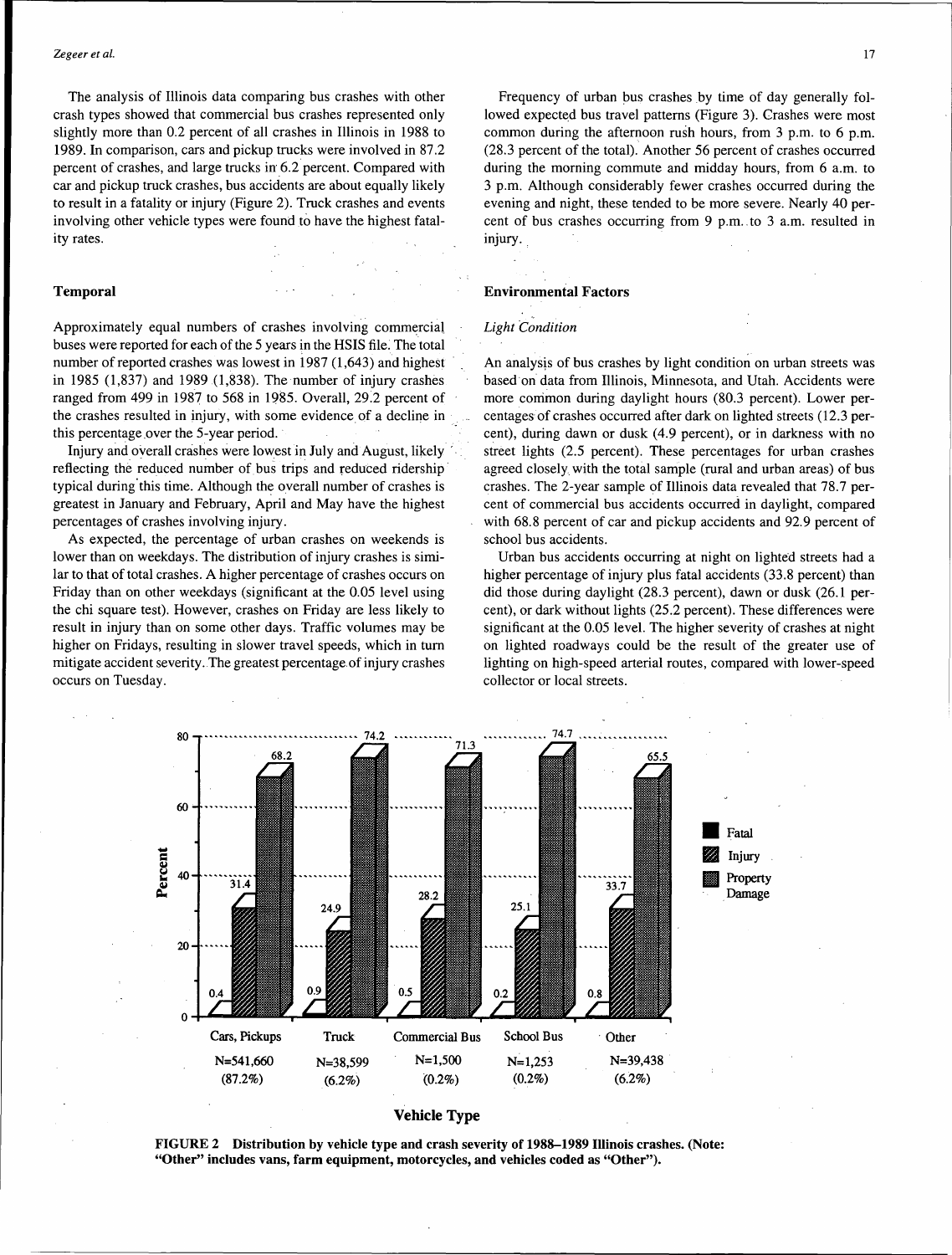The analysis of Illinois data comparing bus crashes with other crash types showed that commercial bus crashes represented only slightly more than 0.2 percent of all crashes in Illinois in 1988 to 1989. In comparison, cars and pickup trucks were involved in 87.2 percent of crashes, and large trucks in 6.2 percent. Compared with car and pickup truck crashes, bus accidents are about equally likely to result in a fatality or injury (Figure 2). Truck crashes and events involving other vehicle types were found to have the highest fatality rates.

### Temporal

Approximately equal numbers of crashes involving commercial buses were reported for each of the 5 years in the HSIS file. The total number of reported crashes was lowest in 1987 (1,643) and highest in 1985 (1,837) and 1989 (1,838). The number of injury crashes ranged from 499 in 1987 to 568 in 1985. Overall, 29.2 percent of the crashes resulted in injury, with some evidence of a decline in this percentage over the 5-year period.

Injury and overall crashes were lowest in July and August, likely reflecting the reduced number of bus trips and reduced ridership typical during this time. Although the overall number of crashes is greatest in January and February, April and May have the highest percentages of crashes involving injury.

As expected, the percentage of urban crashes on weekends is lower than on weekdays. The distribution of injury crashes is similar to that of total crashes. A higher percentage of crashes occurs on Friday than on other weekdays (significant at the 0.05 level using the chi square test). However, crashes on Friday are less likely to result in injury than on some other days. Traffic volumes may be higher on Fridays, resulting in slower travel speeds, which in turn mitigate accident severity. The greatest percentage of injury crashes occurs on Tuesday.

Frequency of urban bus crashes by time of day generally followed expected bus travel patterns (Figure 3). Crashes were most common during the afternoon rush hours, from 3 p.m. to 6 p.m. (28.3 percent of the total). Another 56 percent of crashes occurred during the morning commute and midday hours, from 6 a.m. to 3 p.m. Although considerably fewer crashes occurred during the evening and night, these tended to be more severe. Nearly 40 percent of bus crashes occurring from 9 p.m. to 3 a.m. resulted in injury.

### Environmental Factors

#### *Light Condition*

An analysis of bus crashes by light condition on urban streets was based on data from Illinois, Minnesota, and Utah. Accidents were more common during daylight hours (80.3 percent). Lower percentages of crashes occurred after dark on lighted streets (12.3 percent), during dawn or dusk (4.9 percent), or in darkness with no street lights (2.5 percent). These percentages for urban crashes agreed closely with the total sample (rural and urban areas) of bus crashes. The 2-year sample of Illinois data revealed that 78.7 percent of commercial bus accidents occurred in daylight, compared with 68.8 percent of car and pickup accidents and 92.9 percent of school bus accidents.

Urban bus accidents occurring at night on lighted streets had a higher percentage of injury plus fatal accidents (33.8 percent) than did those during daylight (28.3 percent), dawn or dusk (26.1 percent), or dark without lights (25.2 percent). These differences were significant at the 0.05 level. The higher severity of crashes at night on lighted roadways could be the result of the greater use of lighting on high-speed arterial routes, compared with lower-speed collector or local streets.

| Vehicle Type | N | Share | Fatal (%) | Injury (%) | Property Damage (%) |
|---|---|---|---|---|---|
| Cars, Pickups | 541,660 | (87.2%) | 0.4 | 31.4 | 68.2 |
| Truck | 38,599 | (6.2%) | 0.9 | 24.9 | 74.2 |
| Commercial Bus | 1,500 | (0.2%) | 0.5 | 28.2 | 71.3 |
| School Bus | 1,253 | (0.2%) | 0.2 | 25.1 | 74.7 |
| Other | 39,438 | (6.2%) | 0.8 | 33.7 | 65.5 |

**FIGURE 2 Distribution by vehicle type and crash severity of 1988–1989 Illinois crashes. (Note: "Other" includes vans, farm equipment, motorcycles, and vehicles coded as "Other").**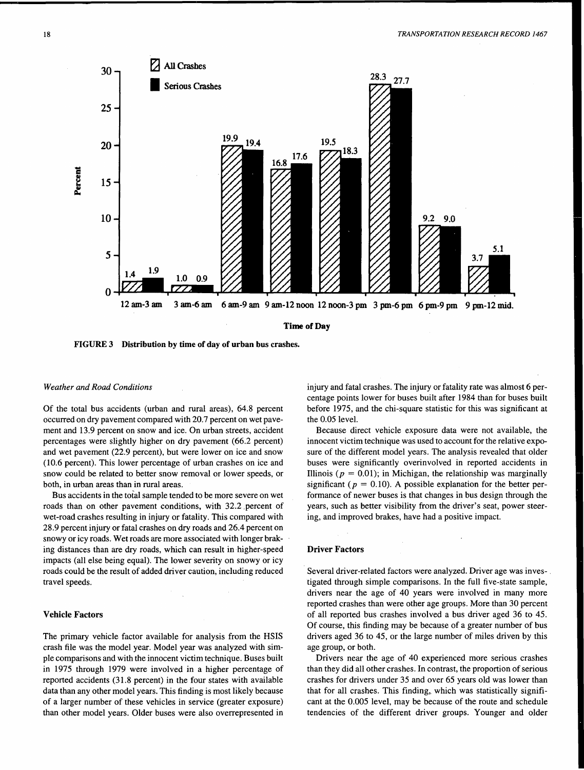FIGURE 3 Distribution by time of day of urban bus crashes.

*Weather and Road Conditions*

Of the total bus accidents (urban and rural areas), 64.8 percent occurred on dry pavement compared with 20.7 percent on wet pavement and 13.9 percent on snow and ice. On urban streets, accident percentages were slightly higher on dry pavement (66.2 percent) and wet pavement (22.9 percent), but were lower on ice and snow (10.6 percent). This lower percentage of urban crashes on ice and snow could be related to better snow removal or lower speeds, or both, in urban areas than in rural areas.

Bus accidents in the total sample tended to be more severe on wet roads than on other pavement conditions, with 32.2 percent of wet-road crashes resulting in injury or fatality. This compared with 28.9 percent injury or fatal crashes on dry roads and 26.4 percent on snowy or icy roads. Wet roads are more associated with longer braking distances than are dry roads, which can result in higher-speed impacts (all else being equal). The lower severity on snowy or icy roads could be the result of added driver caution, including reduced travel speeds.

### Vehicle Factors

The primary vehicle factor available for analysis from the HSIS crash file was the model year. Model year was analyzed with simple comparisons and with the innocent victim technique. Buses built in 1975 through 1979 were involved in a higher percentage of reported accidents (31.8 percent) in the four states with available data than any other model years. This finding is most likely because of a larger number of these vehicles in service (greater exposure) than other model years. Older buses were also overrepresented in injury and fatal crashes. The injury or fatality rate was almost 6 percentage points lower for buses built after 1984 than for buses built before 1975, and the chi-square statistic for this was significant at the 0.05 level.

Because direct vehicle exposure data were not available, the innocent victim technique was used to account for the relative exposure of the different model years. The analysis revealed that older buses were significantly overinvolved in reported accidents in Illinois ($p = 0.01$); in Michigan, the relationship was marginally significant ($p = 0.10$). A possible explanation for the better performance of newer buses is that changes in bus design through the years, such as better visibility from the driver's seat, power steering, and improved brakes, have had a positive impact.

### Driver Factors

Several driver-related factors were analyzed. Driver age was investigated through simple comparisons. In the full five-state sample, drivers near the age of 40 years were involved in many more reported crashes than were other age groups. More than 30 percent of all reported bus crashes involved a bus driver aged 36 to 45. Of course, this finding may be because of a greater number of bus drivers aged 36 to 45, or the large number of miles driven by this age group, or both.

Drivers near the age of 40 experienced more serious crashes than they did all other crashes. In contrast, the proportion of serious crashes for drivers under 35 and over 65 years old was lower than that for all crashes. This finding, which was statistically significant at the 0.005 level, may be because of the route and schedule tendencies of the different driver groups. Younger and older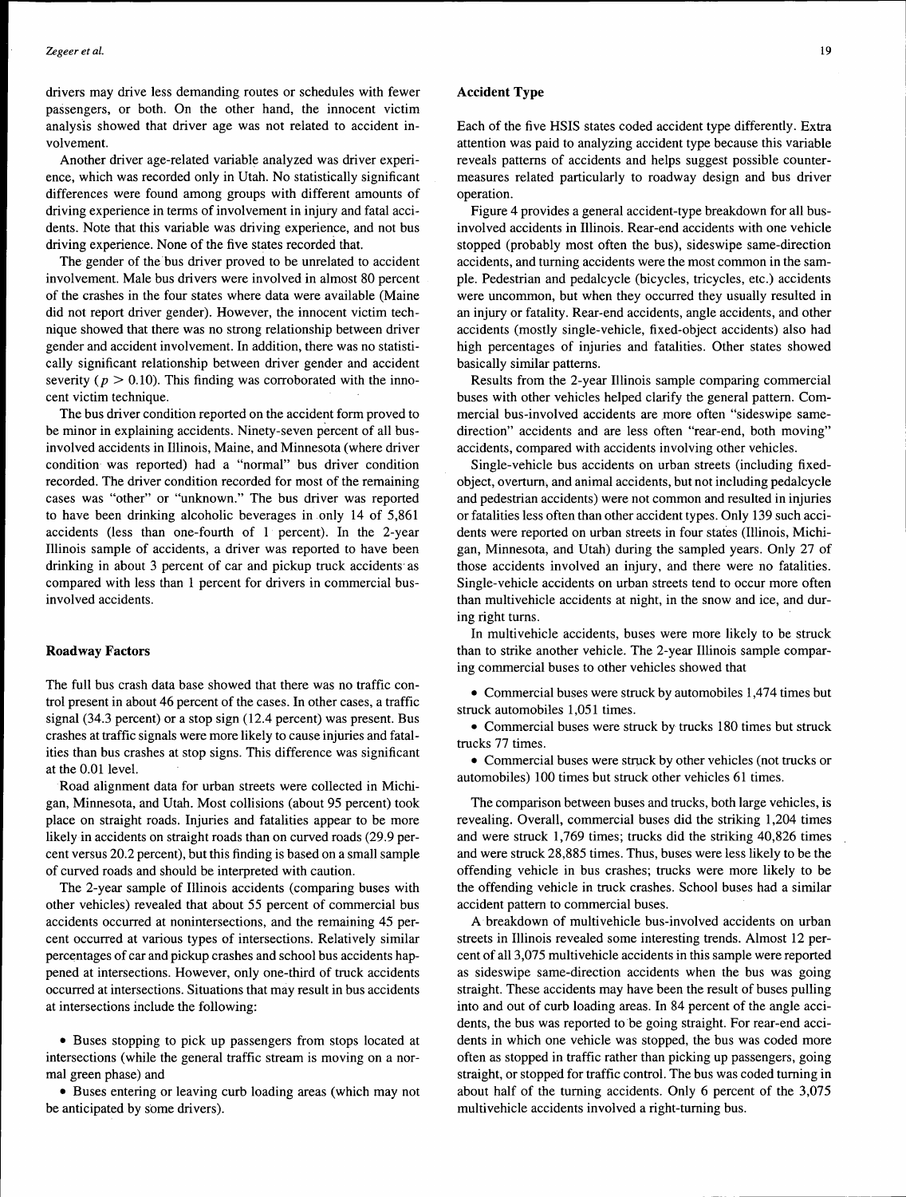drivers may drive less demanding routes or schedules with fewer passengers, or both. On the other hand, the innocent victim analysis showed that driver age was not related to accident involvement.

Another driver age-related variable analyzed was driver experience, which was recorded only in Utah. No statistically significant differences were found among groups with different amounts of driving experience in terms of involvement in injury and fatal accidents. Note that this variable was driving experience, and not bus driving experience. None of the five states recorded that.

The gender of the bus driver proved to be unrelated to accident involvement. Male bus drivers were involved in almost 80 percent of the crashes in the four states where data were available (Maine did not report driver gender). However, the innocent victim technique showed that there was no strong relationship between driver gender and accident involvement. In addition, there was no statistically significant relationship between driver gender and accident severity ($p > 0.10$). This finding was corroborated with the innocent victim technique.

The bus driver condition reported on the accident form proved to be minor in explaining accidents. Ninety-seven percent of all bus-involved accidents in Illinois, Maine, and Minnesota (where driver condition was reported) had a "normal" bus driver condition recorded. The driver condition recorded for most of the remaining cases was "other" or "unknown." The bus driver was reported to have been drinking alcoholic beverages in only 14 of 5,861 accidents (less than one-fourth of 1 percent). In the 2-year Illinois sample of accidents, a driver was reported to have been drinking in about 3 percent of car and pickup truck accidents as compared with less than 1 percent for drivers in commercial bus-involved accidents.

### Roadway Factors

The full bus crash data base showed that there was no traffic control present in about 46 percent of the cases. In other cases, a traffic signal (34.3 percent) or a stop sign (12.4 percent) was present. Bus crashes at traffic signals were more likely to cause injuries and fatalities than bus crashes at stop signs. This difference was significant at the 0.01 level.

Road alignment data for urban streets were collected in Michigan, Minnesota, and Utah. Most collisions (about 95 percent) took place on straight roads. Injuries and fatalities appear to be more likely in accidents on straight roads than on curved roads (29.9 percent versus 20.2 percent), but this finding is based on a small sample of curved roads and should be interpreted with caution.

The 2-year sample of Illinois accidents (comparing buses with other vehicles) revealed that about 55 percent of commercial bus accidents occurred at nonintersections, and the remaining 45 percent occurred at various types of intersections. Relatively similar percentages of car and pickup crashes and school bus accidents happened at intersections. However, only one-third of truck accidents occurred at intersections. Situations that may result in bus accidents at intersections include the following:

- Buses stopping to pick up passengers from stops located at intersections (while the general traffic stream is moving on a normal green phase) and
- Buses entering or leaving curb loading areas (which may not be anticipated by some drivers).

### Accident Type

Each of the five HSIS states coded accident type differently. Extra attention was paid to analyzing accident type because this variable reveals patterns of accidents and helps suggest possible countermeasures related particularly to roadway design and bus driver operation.

Figure 4 provides a general accident-type breakdown for all bus-involved accidents in Illinois. Rear-end accidents with one vehicle stopped (probably most often the bus), sideswipe same-direction accidents, and turning accidents were the most common in the sample. Pedestrian and pedalcycle (bicycles, tricycles, etc.) accidents were uncommon, but when they occurred they usually resulted in an injury or fatality. Rear-end accidents, angle accidents, and other accidents (mostly single-vehicle, fixed-object accidents) also had high percentages of injuries and fatalities. Other states showed basically similar patterns.

Results from the 2-year Illinois sample comparing commercial buses with other vehicles helped clarify the general pattern. Commercial bus-involved accidents are more often "sideswipe same-direction" accidents and are less often "rear-end, both moving" accidents, compared with accidents involving other vehicles.

Single-vehicle bus accidents on urban streets (including fixed-object, overturn, and animal accidents, but not including pedalcycle and pedestrian accidents) were not common and resulted in injuries or fatalities less often than other accident types. Only 139 such accidents were reported on urban streets in four states (Illinois, Michigan, Minnesota, and Utah) during the sampled years. Only 27 of those accidents involved an injury, and there were no fatalities. Single-vehicle accidents on urban streets tend to occur more often than multivehicle accidents at night, in the snow and ice, and during right turns.

In multivehicle accidents, buses were more likely to be struck than to strike another vehicle. The 2-year Illinois sample comparing commercial buses to other vehicles showed that

- Commercial buses were struck by automobiles 1,474 times but struck automobiles 1,051 times.
- Commercial buses were struck by trucks 180 times but struck trucks 77 times.
- Commercial buses were struck by other vehicles (not trucks or automobiles) 100 times but struck other vehicles 61 times.

The comparison between buses and trucks, both large vehicles, is revealing. Overall, commercial buses did the striking 1,204 times and were struck 1,769 times; trucks did the striking 40,826 times and were struck 28,885 times. Thus, buses were less likely to be the offending vehicle in bus crashes; trucks were more likely to be the offending vehicle in truck crashes. School buses had a similar accident pattern to commercial buses.

A breakdown of multivehicle bus-involved accidents on urban streets in Illinois revealed some interesting trends. Almost 12 percent of all 3,075 multivehicle accidents in this sample were reported as sideswipe same-direction accidents when the bus was going straight. These accidents may have been the result of buses pulling into and out of curb loading areas. In 84 percent of the angle accidents, the bus was reported to be going straight. For rear-end accidents in which one vehicle was stopped, the bus was coded more often as stopped in traffic rather than picking up passengers, going straight, or stopped for traffic control. The bus was coded turning in about half of the turning accidents. Only 6 percent of the 3,075 multivehicle accidents involved a right-turning bus.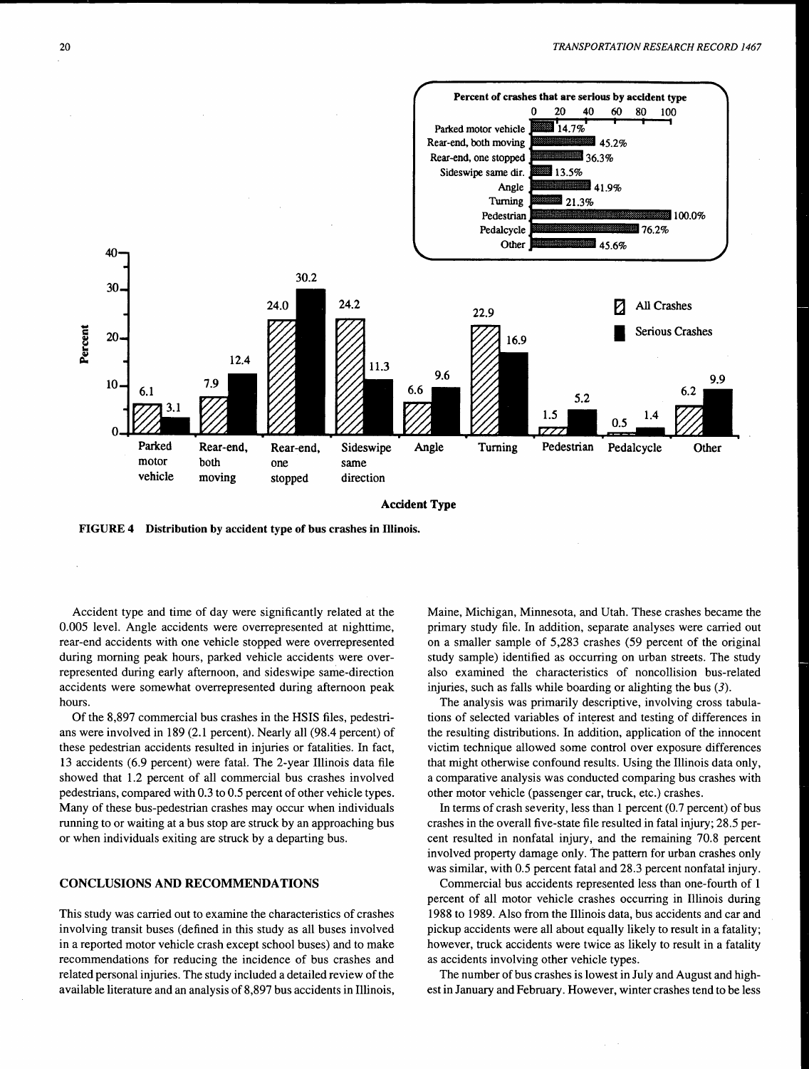FIGURE 4 Distribution by accident type of bus crashes in Illinois.

Accident type and time of day were significantly related at the 0.005 level. Angle accidents were overrepresented at nighttime, rear-end accidents with one vehicle stopped were overrepresented during morning peak hours, parked vehicle accidents were overrepresented during early afternoon, and sideswipe same-direction accidents were somewhat overrepresented during afternoon peak hours.

Of the 8,897 commercial bus crashes in the HSIS files, pedestrians were involved in 189 (2.1 percent). Nearly all (98.4 percent) of these pedestrian accidents resulted in injuries or fatalities. In fact, 13 accidents (6.9 percent) were fatal. The 2-year Illinois data file showed that 1.2 percent of all commercial bus crashes involved pedestrians, compared with 0.3 to 0.5 percent of other vehicle types. Many of these bus-pedestrian crashes may occur when individuals running to or waiting at a bus stop are struck by an approaching bus or when individuals exiting are struck by a departing bus.

## CONCLUSIONS AND RECOMMENDATIONS

This study was carried out to examine the characteristics of crashes involving transit buses (defined in this study as all buses involved in a reported motor vehicle crash except school buses) and to make recommendations for reducing the incidence of bus crashes and related personal injuries. The study included a detailed review of the available literature and an analysis of 8,897 bus accidents in Illinois, Maine, Michigan, Minnesota, and Utah. These crashes became the primary study file. In addition, separate analyses were carried out on a smaller sample of 5,283 crashes (59 percent of the original study sample) identified as occurring on urban streets. The study also examined the characteristics of noncollision bus-related injuries, such as falls while boarding or alighting the bus (*3*).

The analysis was primarily descriptive, involving cross tabulations of selected variables of interest and testing of differences in the resulting distributions. In addition, application of the innocent victim technique allowed some control over exposure differences that might otherwise confound results. Using the Illinois data only, a comparative analysis was conducted comparing bus crashes with other motor vehicle (passenger car, truck, etc.) crashes.

In terms of crash severity, less than 1 percent (0.7 percent) of bus crashes in the overall five-state file resulted in fatal injury; 28.5 percent resulted in nonfatal injury, and the remaining 70.8 percent involved property damage only. The pattern for urban crashes only was similar, with 0.5 percent fatal and 28.3 percent nonfatal injury.

Commercial bus accidents represented less than one-fourth of 1 percent of all motor vehicle crashes occurring in Illinois during 1988 to 1989. Also from the Illinois data, bus accidents and car and pickup accidents were all about equally likely to result in a fatality; however, truck accidents were twice as likely to result in a fatality as accidents involving other vehicle types.

The number of bus crashes is lowest in July and August and highest in January and February. However, winter crashes tend to be less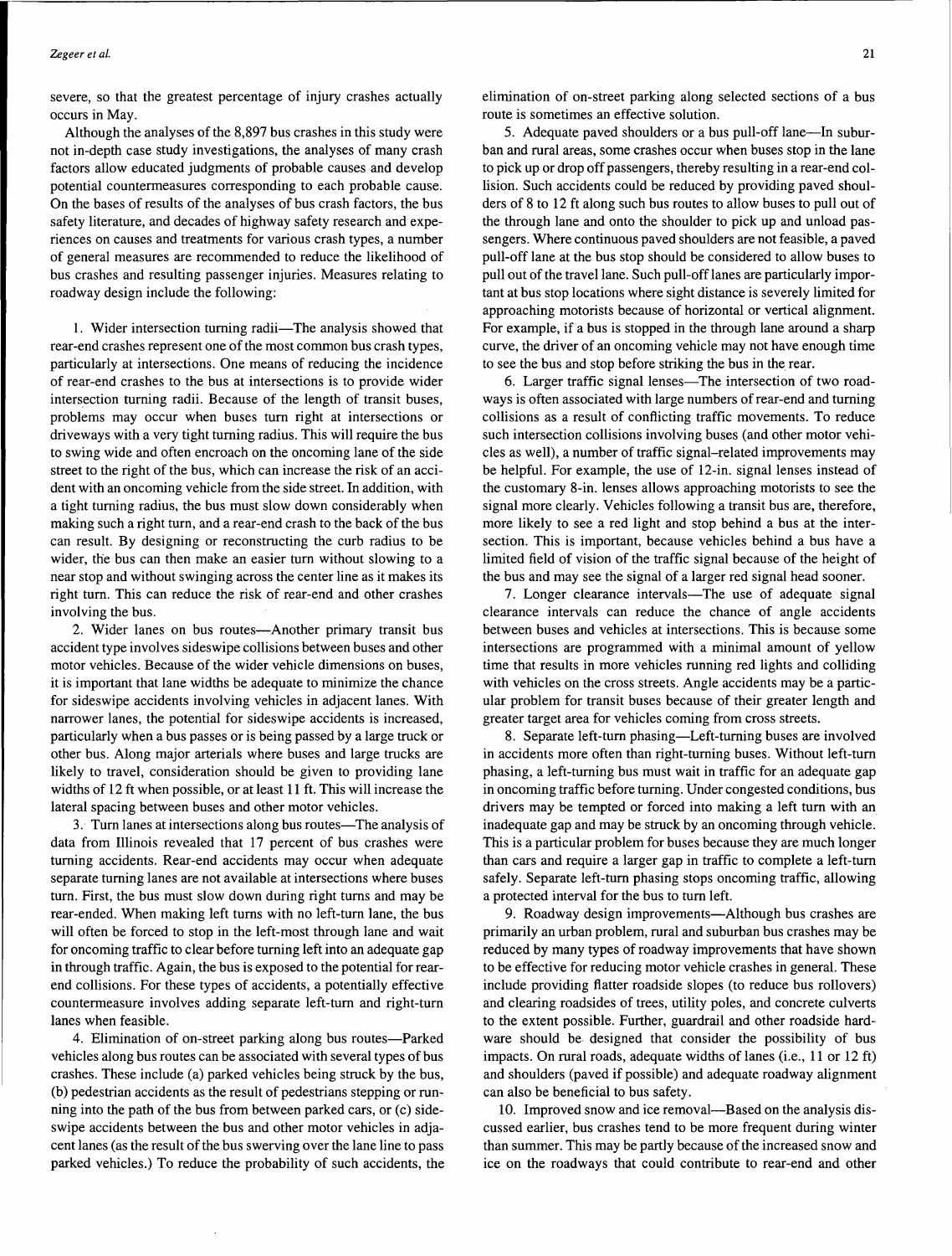severe, so that the greatest percentage of injury crashes actually occurs in May.

Although the analyses of the 8,897 bus crashes in this study were not in-depth case study investigations, the analyses of many crash factors allow educated judgments of probable causes and develop potential countermeasures corresponding to each probable cause. On the bases of results of the analyses of bus crash factors, the bus safety literature, and decades of highway safety research and experiences on causes and treatments for various crash types, a number of general measures are recommended to reduce the likelihood of bus crashes and resulting passenger injuries. Measures relating to roadway design include the following:

1. Wider intersection turning radii—The analysis showed that rear-end crashes represent one of the most common bus crash types, particularly at intersections. One means of reducing the incidence of rear-end crashes to the bus at intersections is to provide wider intersection turning radii. Because of the length of transit buses, problems may occur when buses turn right at intersections or driveways with a very tight turning radius. This will require the bus to swing wide and often encroach on the oncoming lane of the side street to the right of the bus, which can increase the risk of an accident with an oncoming vehicle from the side street. In addition, with a tight turning radius, the bus must slow down considerably when making such a right turn, and a rear-end crash to the back of the bus can result. By designing or reconstructing the curb radius to be wider, the bus can then make an easier turn without slowing to a near stop and without swinging across the center line as it makes its right turn. This can reduce the risk of rear-end and other crashes involving the bus.

2. Wider lanes on bus routes—Another primary transit bus accident type involves sideswipe collisions between buses and other motor vehicles. Because of the wider vehicle dimensions on buses, it is important that lane widths be adequate to minimize the chance for sideswipe accidents involving vehicles in adjacent lanes. With narrower lanes, the potential for sideswipe accidents is increased, particularly when a bus passes or is being passed by a large truck or other bus. Along major arterials where buses and large trucks are likely to travel, consideration should be given to providing lane widths of 12 ft when possible, or at least 11 ft. This will increase the lateral spacing between buses and other motor vehicles.

3. Turn lanes at intersections along bus routes—The analysis of data from Illinois revealed that 17 percent of bus crashes were turning accidents. Rear-end accidents may occur when adequate separate turning lanes are not available at intersections where buses turn. First, the bus must slow down during right turns and may be rear-ended. When making left turns with no left-turn lane, the bus will often be forced to stop in the left-most through lane and wait for oncoming traffic to clear before turning left into an adequate gap in through traffic. Again, the bus is exposed to the potential for rear-end collisions. For these types of accidents, a potentially effective countermeasure involves adding separate left-turn and right-turn lanes when feasible.

4. Elimination of on-street parking along bus routes—Parked vehicles along bus routes can be associated with several types of bus crashes. These include (a) parked vehicles being struck by the bus, (b) pedestrian accidents as the result of pedestrians stepping or running into the path of the bus from between parked cars, or (c) sideswipe accidents between the bus and other motor vehicles in adjacent lanes (as the result of the bus swerving over the lane line to pass parked vehicles.) To reduce the probability of such accidents, the elimination of on-street parking along selected sections of a bus route is sometimes an effective solution.

5. Adequate paved shoulders or a bus pull-off lane—In suburban and rural areas, some crashes occur when buses stop in the lane to pick up or drop off passengers, thereby resulting in a rear-end collision. Such accidents could be reduced by providing paved shoulders of 8 to 12 ft along such bus routes to allow buses to pull out of the through lane and onto the shoulder to pick up and unload passengers. Where continuous paved shoulders are not feasible, a paved pull-off lane at the bus stop should be considered to allow buses to pull out of the travel lane. Such pull-off lanes are particularly important at bus stop locations where sight distance is severely limited for approaching motorists because of horizontal or vertical alignment. For example, if a bus is stopped in the through lane around a sharp curve, the driver of an oncoming vehicle may not have enough time to see the bus and stop before striking the bus in the rear.

6. Larger traffic signal lenses—The intersection of two roadways is often associated with large numbers of rear-end and turning collisions as a result of conflicting traffic movements. To reduce such intersection collisions involving buses (and other motor vehicles as well), a number of traffic signal–related improvements may be helpful. For example, the use of 12-in. signal lenses instead of the customary 8-in. lenses allows approaching motorists to see the signal more clearly. Vehicles following a transit bus are, therefore, more likely to see a red light and stop behind a bus at the intersection. This is important, because vehicles behind a bus have a limited field of vision of the traffic signal because of the height of the bus and may see the signal of a larger red signal head sooner.

7. Longer clearance intervals—The use of adequate signal clearance intervals can reduce the chance of angle accidents between buses and vehicles at intersections. This is because some intersections are programmed with a minimal amount of yellow time that results in more vehicles running red lights and colliding with vehicles on the cross streets. Angle accidents may be a particular problem for transit buses because of their greater length and greater target area for vehicles coming from cross streets.

8. Separate left-turn phasing—Left-turning buses are involved in accidents more often than right-turning buses. Without left-turn phasing, a left-turning bus must wait in traffic for an adequate gap in oncoming traffic before turning. Under congested conditions, bus drivers may be tempted or forced into making a left turn with an inadequate gap and may be struck by an oncoming through vehicle. This is a particular problem for buses because they are much longer than cars and require a larger gap in traffic to complete a left-turn safely. Separate left-turn phasing stops oncoming traffic, allowing a protected interval for the bus to turn left.

9. Roadway design improvements—Although bus crashes are primarily an urban problem, rural and suburban bus crashes may be reduced by many types of roadway improvements that have shown to be effective for reducing motor vehicle crashes in general. These include providing flatter roadside slopes (to reduce bus rollovers) and clearing roadsides of trees, utility poles, and concrete culverts to the extent possible. Further, guardrail and other roadside hardware should be designed that consider the possibility of bus impacts. On rural roads, adequate widths of lanes (i.e., 11 or 12 ft) and shoulders (paved if possible) and adequate roadway alignment can also be beneficial to bus safety.

10. Improved snow and ice removal—Based on the analysis discussed earlier, bus crashes tend to be more frequent during winter than summer. This may be partly because of the increased snow and ice on the roadways that could contribute to rear-end and other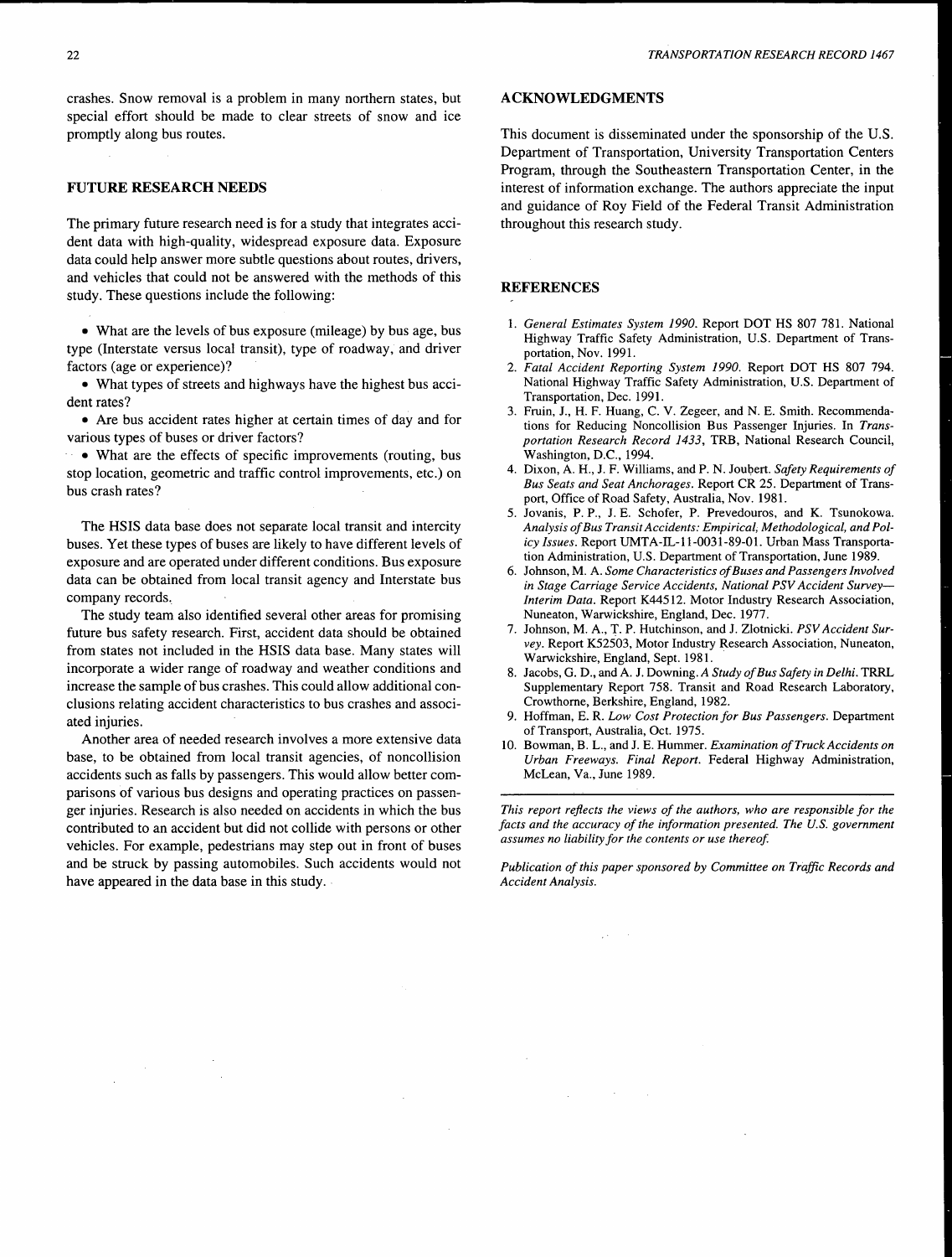crashes. Snow removal is a problem in many northern states, but special effort should be made to clear streets of snow and ice promptly along bus routes.

## FUTURE RESEARCH NEEDS

The primary future research need is for a study that integrates accident data with high-quality, widespread exposure data. Exposure data could help answer more subtle questions about routes, drivers, and vehicles that could not be answered with the methods of this study. These questions include the following:

- What are the levels of bus exposure (mileage) by bus age, bus type (Interstate versus local transit), type of roadway, and driver factors (age or experience)?
- What types of streets and highways have the highest bus accident rates?
- Are bus accident rates higher at certain times of day and for various types of buses or driver factors?
- What are the effects of specific improvements (routing, bus stop location, geometric and traffic control improvements, etc.) on bus crash rates?

The HSIS data base does not separate local transit and intercity buses. Yet these types of buses are likely to have different levels of exposure and are operated under different conditions. Bus exposure data can be obtained from local transit agency and Interstate bus company records.

The study team also identified several other areas for promising future bus safety research. First, accident data should be obtained from states not included in the HSIS data base. Many states will incorporate a wider range of roadway and weather conditions and increase the sample of bus crashes. This could allow additional conclusions relating accident characteristics to bus crashes and associated injuries.

Another area of needed research involves a more extensive data base, to be obtained from local transit agencies, of noncollision accidents such as falls by passengers. This would allow better comparisons of various bus designs and operating practices on passenger injuries. Research is also needed on accidents in which the bus contributed to an accident but did not collide with persons or other vehicles. For example, pedestrians may step out in front of buses and be struck by passing automobiles. Such accidents would not have appeared in the data base in this study.

## ACKNOWLEDGMENTS

This document is disseminated under the sponsorship of the U.S. Department of Transportation, University Transportation Centers Program, through the Southeastern Transportation Center, in the interest of information exchange. The authors appreciate the input and guidance of Roy Field of the Federal Transit Administration throughout this research study.

## REFERENCES

1. *General Estimates System 1990.* Report DOT HS 807 781. National Highway Traffic Safety Administration, U.S. Department of Transportation, Nov. 1991.
2. *Fatal Accident Reporting System 1990.* Report DOT HS 807 794. National Highway Traffic Safety Administration, U.S. Department of Transportation, Dec. 1991.
3. Fruin, J., H. F. Huang, C. V. Zegeer, and N. E. Smith. Recommendations for Reducing Noncollision Bus Passenger Injuries. In *Transportation Research Record 1433*, TRB, National Research Council, Washington, D.C., 1994.
4. Dixon, A. H., J. F. Williams, and P. N. Joubert. *Safety Requirements of Bus Seats and Seat Anchorages.* Report CR 25. Department of Transport, Office of Road Safety, Australia, Nov. 1981.
5. Jovanis, P. P., J. E. Schofer, P. Prevedouros, and K. Tsunokowa. *Analysis of Bus Transit Accidents: Empirical, Methodological, and Policy Issues.* Report UMTA-IL-11-0031-89-01. Urban Mass Transportation Administration, U.S. Department of Transportation, June 1989.
6. Johnson, M. A. *Some Characteristics of Buses and Passengers Involved in Stage Carriage Service Accidents, National PSV Accident Survey—Interim Data.* Report K44512. Motor Industry Research Association, Nuneaton, Warwickshire, England, Dec. 1977.
7. Johnson, M. A., T. P. Hutchinson, and J. Zlotnicki. *PSV Accident Survey.* Report K52503, Motor Industry Research Association, Nuneaton, Warwickshire, England, Sept. 1981.
8. Jacobs, G. D., and A. J. Downing. *A Study of Bus Safety in Delhi.* TRRL Supplementary Report 758. Transit and Road Research Laboratory, Crowthorne, Berkshire, England, 1982.
9. Hoffman, E. R. *Low Cost Protection for Bus Passengers.* Department of Transport, Australia, Oct. 1975.
10. Bowman, B. L., and J. E. Hummer. *Examination of Truck Accidents on Urban Freeways. Final Report.* Federal Highway Administration, McLean, Va., June 1989.

*This report reflects the views of the authors, who are responsible for the facts and the accuracy of the information presented. The U.S. government assumes no liability for the contents or use thereof.*

*Publication of this paper sponsored by Committee on Traffic Records and Accident Analysis.*